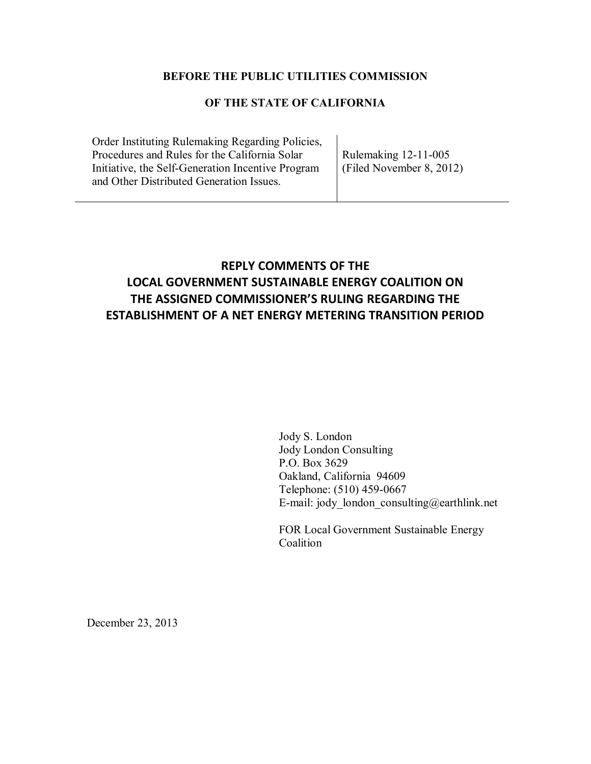**BEFORE THE PUBLIC UTILITIES COMMISSION**

**OF THE STATE OF CALIFORNIA**

| Order Instituting Rulemaking Regarding Policies, Procedures and Rules for the California Solar Initiative, the Self-Generation Incentive Program and Other Distributed Generation Issues. | Rulemaking 12-11-005 (Filed November 8, 2012) |
| --- | --- |

# REPLY COMMENTS OF THE LOCAL GOVERNMENT SUSTAINABLE ENERGY COALITION ON THE ASSIGNED COMMISSIONER'S RULING REGARDING THE ESTABLISHMENT OF A NET ENERGY METERING TRANSITION PERIOD

Jody S. London
Jody London Consulting
P.O. Box 3629
Oakland, California 94609
Telephone: (510) 459-0667
E-mail: jody_london_consulting@earthlink.net

FOR Local Government Sustainable Energy Coalition

December 23, 2013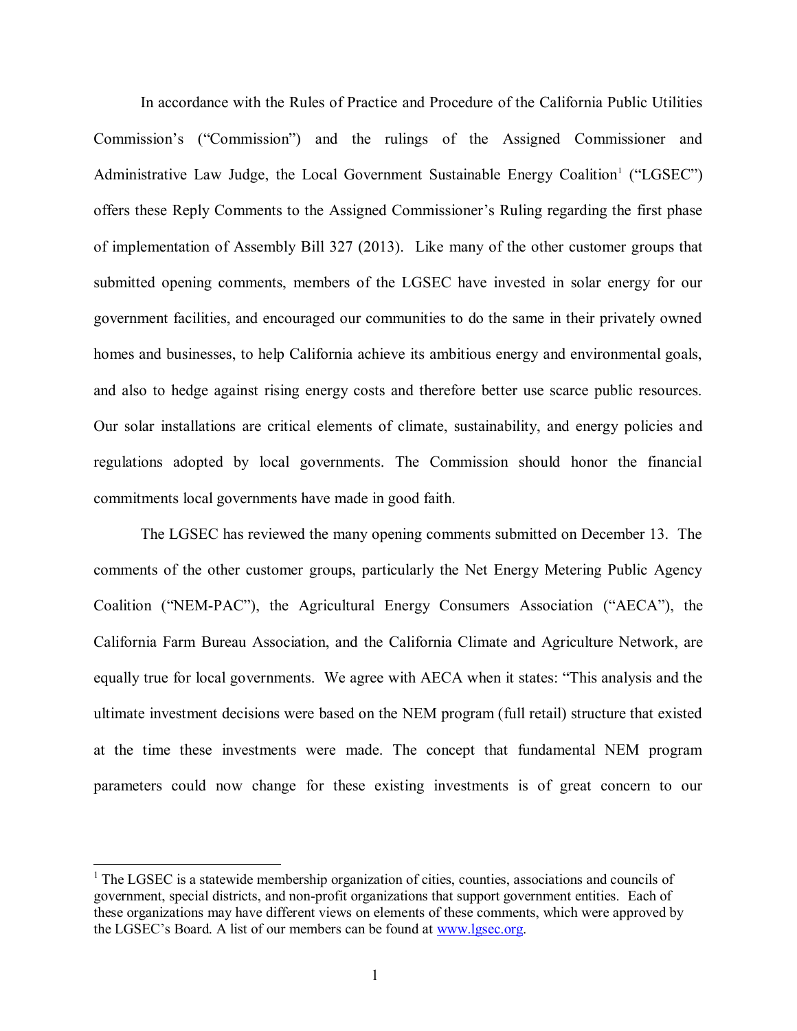In accordance with the Rules of Practice and Procedure of the California Public Utilities Commission's ("Commission") and the rulings of the Assigned Commissioner and Administrative Law Judge, the Local Government Sustainable Energy Coalition[1] ("LGSEC") offers these Reply Comments to the Assigned Commissioner's Ruling regarding the first phase of implementation of Assembly Bill 327 (2013). Like many of the other customer groups that submitted opening comments, members of the LGSEC have invested in solar energy for our government facilities, and encouraged our communities to do the same in their privately owned homes and businesses, to help California achieve its ambitious energy and environmental goals, and also to hedge against rising energy costs and therefore better use scarce public resources. Our solar installations are critical elements of climate, sustainability, and energy policies and regulations adopted by local governments. The Commission should honor the financial commitments local governments have made in good faith.

The LGSEC has reviewed the many opening comments submitted on December 13. The comments of the other customer groups, particularly the Net Energy Metering Public Agency Coalition ("NEM-PAC"), the Agricultural Energy Consumers Association ("AECA"), the California Farm Bureau Association, and the California Climate and Agriculture Network, are equally true for local governments. We agree with AECA when it states: "This analysis and the ultimate investment decisions were based on the NEM program (full retail) structure that existed at the time these investments were made. The concept that fundamental NEM program parameters could now change for these existing investments is of great concern to our

[1] The LGSEC is a statewide membership organization of cities, counties, associations and councils of government, special districts, and non-profit organizations that support government entities. Each of these organizations may have different views on elements of these comments, which were approved by the LGSEC's Board. A list of our members can be found at [www.lgsec.org](http://www.lgsec.org).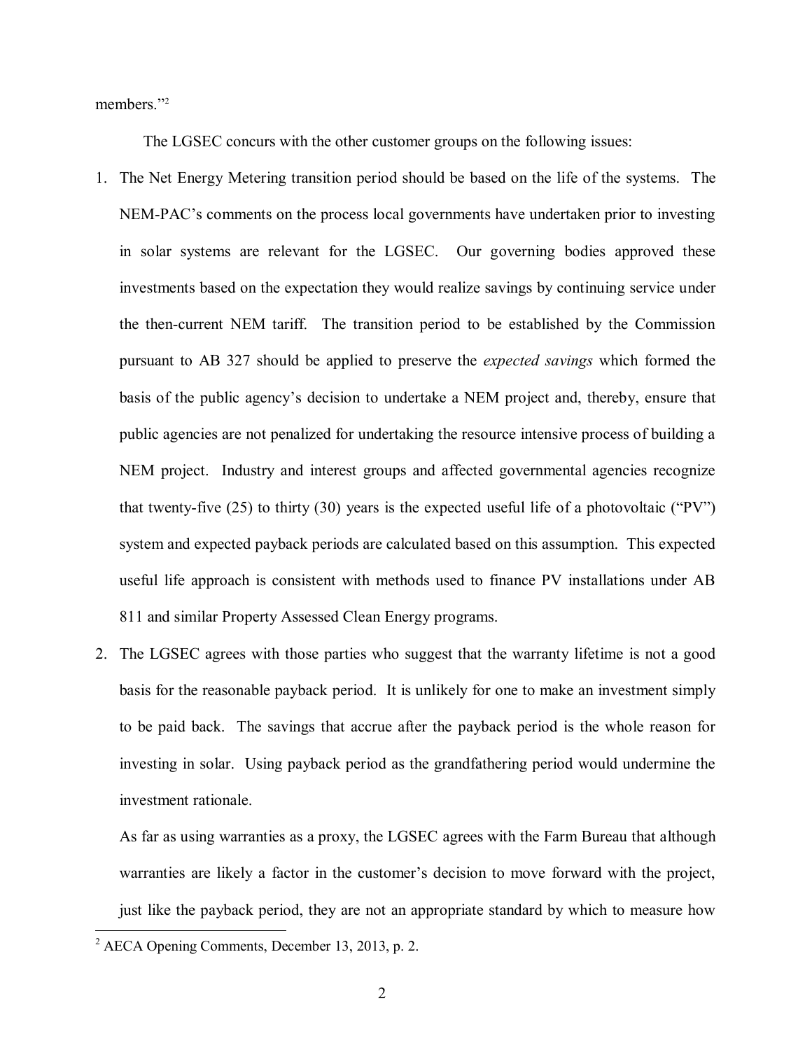members."[2]

The LGSEC concurs with the other customer groups on the following issues:

1. The Net Energy Metering transition period should be based on the life of the systems. The NEM-PAC's comments on the process local governments have undertaken prior to investing in solar systems are relevant for the LGSEC. Our governing bodies approved these investments based on the expectation they would realize savings by continuing service under the then-current NEM tariff. The transition period to be established by the Commission pursuant to AB 327 should be applied to preserve the *expected savings* which formed the basis of the public agency's decision to undertake a NEM project and, thereby, ensure that public agencies are not penalized for undertaking the resource intensive process of building a NEM project. Industry and interest groups and affected governmental agencies recognize that twenty-five (25) to thirty (30) years is the expected useful life of a photovoltaic ("PV") system and expected payback periods are calculated based on this assumption. This expected useful life approach is consistent with methods used to finance PV installations under AB 811 and similar Property Assessed Clean Energy programs.

2. The LGSEC agrees with those parties who suggest that the warranty lifetime is not a good basis for the reasonable payback period. It is unlikely for one to make an investment simply to be paid back. The savings that accrue after the payback period is the whole reason for investing in solar. Using payback period as the grandfathering period would undermine the investment rationale.

   As far as using warranties as a proxy, the LGSEC agrees with the Farm Bureau that although warranties are likely a factor in the customer's decision to move forward with the project, just like the payback period, they are not an appropriate standard by which to measure how

[2] AECA Opening Comments, December 13, 2013, p. 2.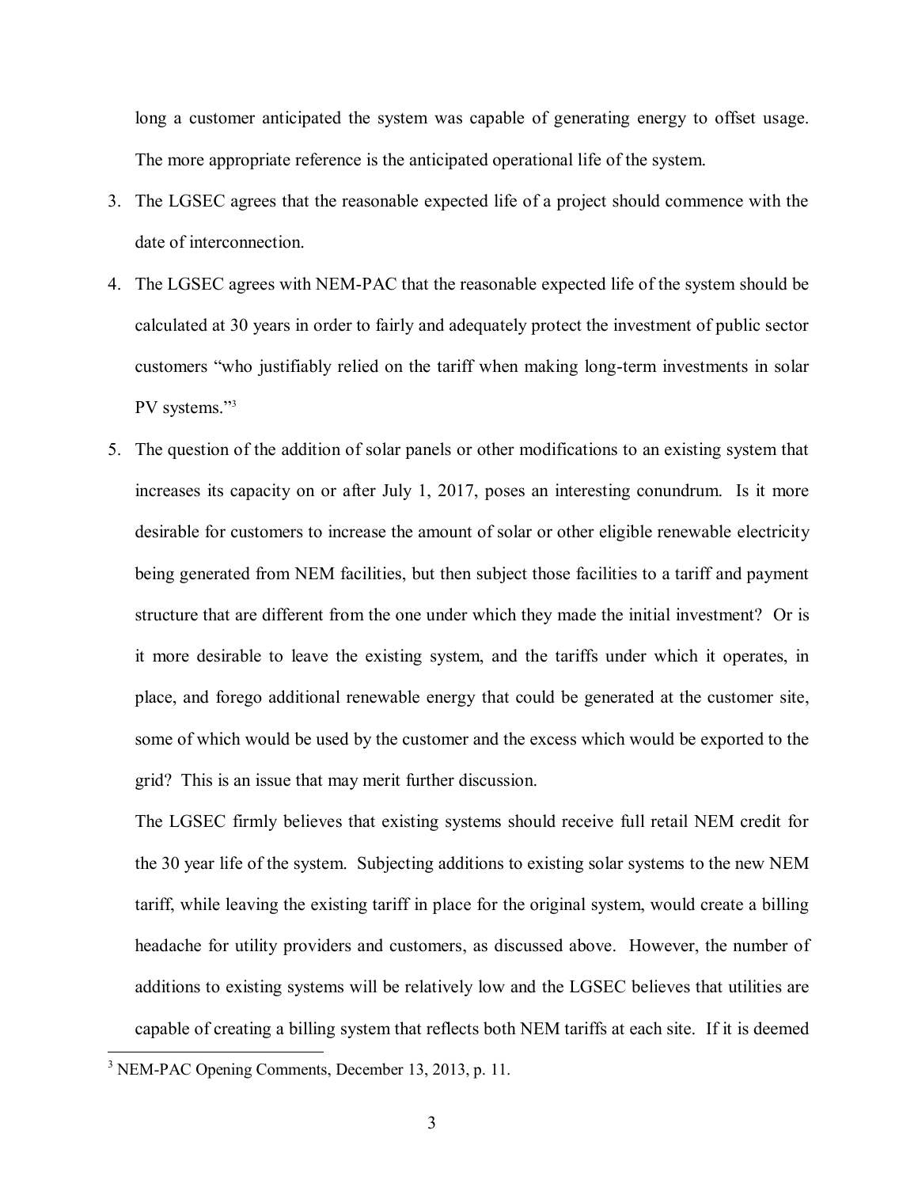long a customer anticipated the system was capable of generating energy to offset usage. The more appropriate reference is the anticipated operational life of the system.

3. The LGSEC agrees that the reasonable expected life of a project should commence with the date of interconnection.

4. The LGSEC agrees with NEM-PAC that the reasonable expected life of the system should be calculated at 30 years in order to fairly and adequately protect the investment of public sector customers "who justifiably relied on the tariff when making long-term investments in solar PV systems."[3]

5. The question of the addition of solar panels or other modifications to an existing system that increases its capacity on or after July 1, 2017, poses an interesting conundrum. Is it more desirable for customers to increase the amount of solar or other eligible renewable electricity being generated from NEM facilities, but then subject those facilities to a tariff and payment structure that are different from the one under which they made the initial investment? Or is it more desirable to leave the existing system, and the tariffs under which it operates, in place, and forego additional renewable energy that could be generated at the customer site, some of which would be used by the customer and the excess which would be exported to the grid? This is an issue that may merit further discussion.

   The LGSEC firmly believes that existing systems should receive full retail NEM credit for the 30 year life of the system. Subjecting additions to existing solar systems to the new NEM tariff, while leaving the existing tariff in place for the original system, would create a billing headache for utility providers and customers, as discussed above. However, the number of additions to existing systems will be relatively low and the LGSEC believes that utilities are capable of creating a billing system that reflects both NEM tariffs at each site. If it is deemed

[3] NEM-PAC Opening Comments, December 13, 2013, p. 11.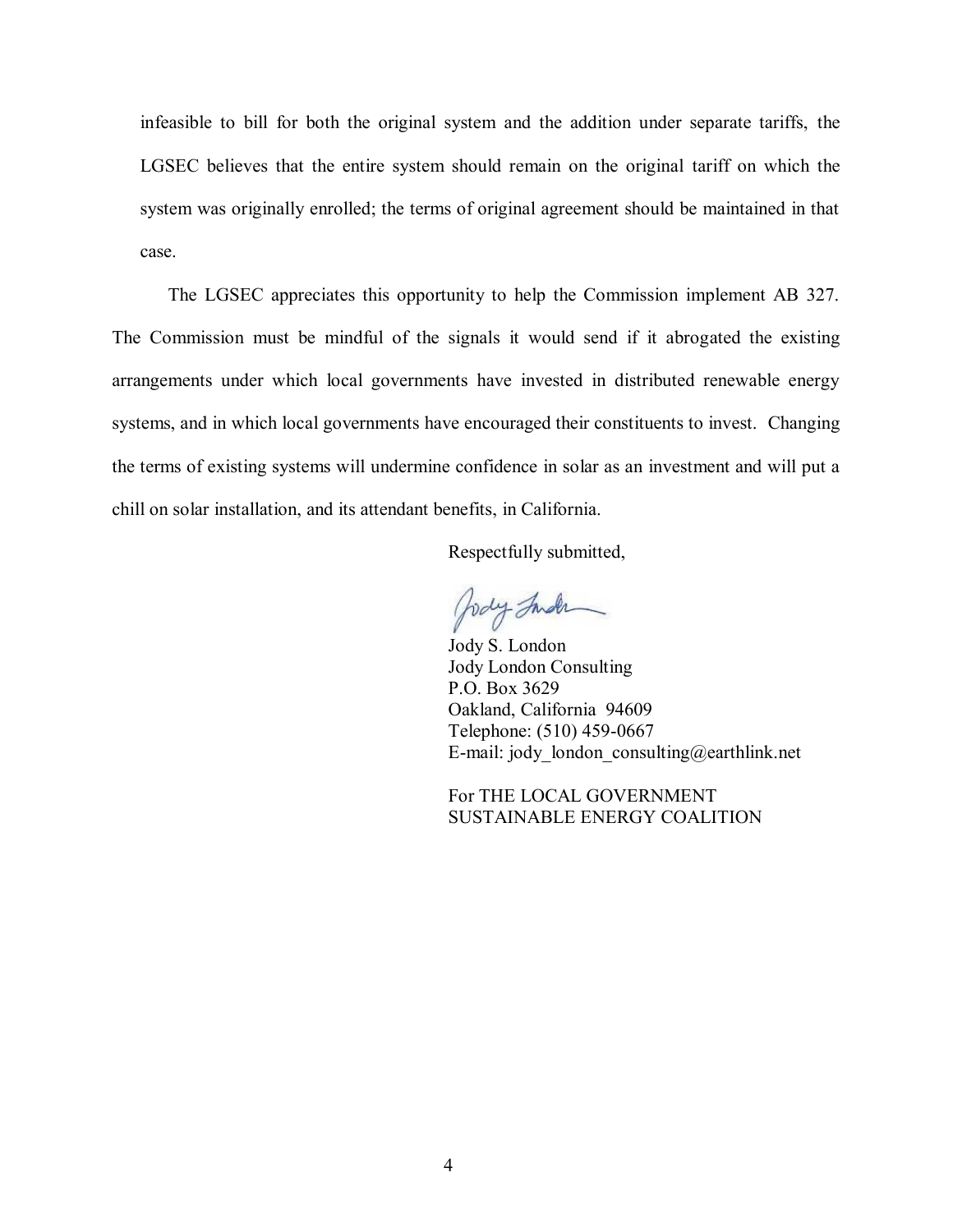infeasible to bill for both the original system and the addition under separate tariffs, the LGSEC believes that the entire system should remain on the original tariff on which the system was originally enrolled; the terms of original agreement should be maintained in that case.

The LGSEC appreciates this opportunity to help the Commission implement AB 327. The Commission must be mindful of the signals it would send if it abrogated the existing arrangements under which local governments have invested in distributed renewable energy systems, and in which local governments have encouraged their constituents to invest. Changing the terms of existing systems will undermine confidence in solar as an investment and will put a chill on solar installation, and its attendant benefits, in California.

Respectfully submitted,

Jody S. London
Jody London Consulting
P.O. Box 3629
Oakland, California 94609
Telephone: (510) 459-0667
E-mail: jody_london_consulting@earthlink.net

For THE LOCAL GOVERNMENT SUSTAINABLE ENERGY COALITION